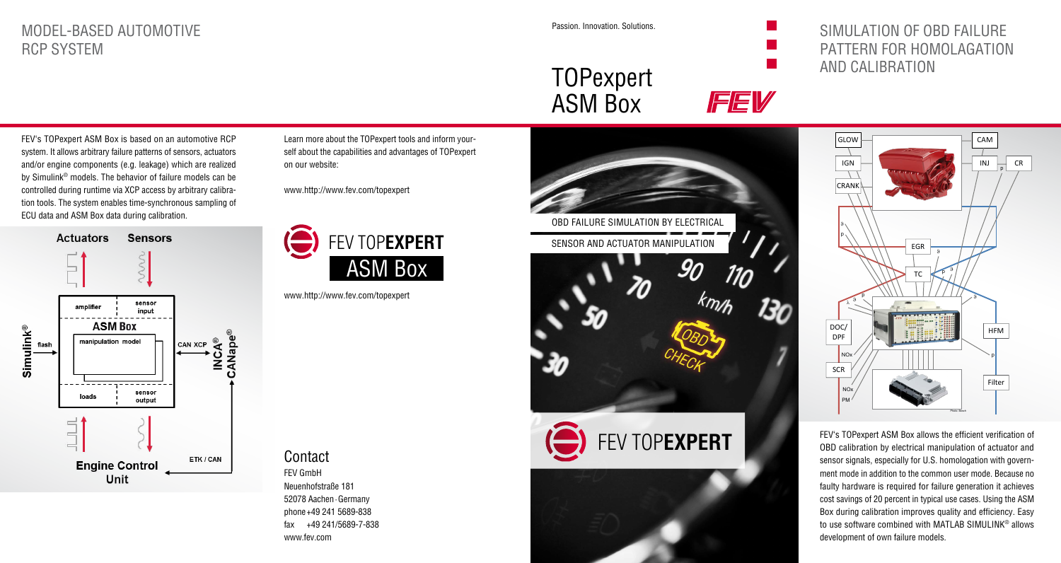# MODEL-BASED AUTOMOTIVE RCP SYSTEM

FEV's TOPexpert ASM Box is based on an automotive RCP system. It allows arbitrary failure patterns of sensors, actuators and/or engine components (e.g. leakage) which are realized by Simulink® models. The behavior of failure models can be controlled during runtime via XCP access by arbitrary calibration tools. The system enables time-synchronous sampling of ECU data and ASM Box data during calibration.

Actuators Sensors

amplifier | sensor input

ASM Box

manipulation model

loads | sensor output

Simulink® flash

CAN XCP INCA® CANape®

ETK / CAN

Engine Control Unit

Learn more about the TOPexpert tools and inform yourself about the capabilities and advantages of TOPexpert on our website:

www.http://www.fev.com/topexpert

FEV TOP**EXPERT**

ASM Box

www.http://www.fev.com/topexpert

## Contact

FEV GmbH
Neuenhofstraße 181
52078 Aachen · Germany
phone +49 241 5689-838
fax +49 241/5689-7-838
www.fev.com

Passion. Innovation. Solutions.

# TOPexpert ASM Box

FEV

OBD FAILURE SIMULATION BY ELECTRICAL SENSOR AND ACTUATOR MANIPULATION

FEV TOP**EXPERT**

# SIMULATION OF OBD FAILURE PATTERN FOR HOMOLAGATION AND CALIBRATION

GLOW, IGN, CRANK, CAM, INJ, CR, EGR, TC, DOC/DPF, SCR, HFM, Filter, NOx, PM

FEV's TOPexpert ASM Box allows the efficient verification of OBD calibration by electrical manipulation of actuator and sensor signals, especially for U.S. homologation with government mode in addition to the common user mode. Because no faulty hardware is required for failure generation it achieves cost savings of 20 percent in typical use cases. Using the ASM Box during calibration improves quality and efficiency. Easy to use software combined with MATLAB SIMULINK® allows development of own failure models.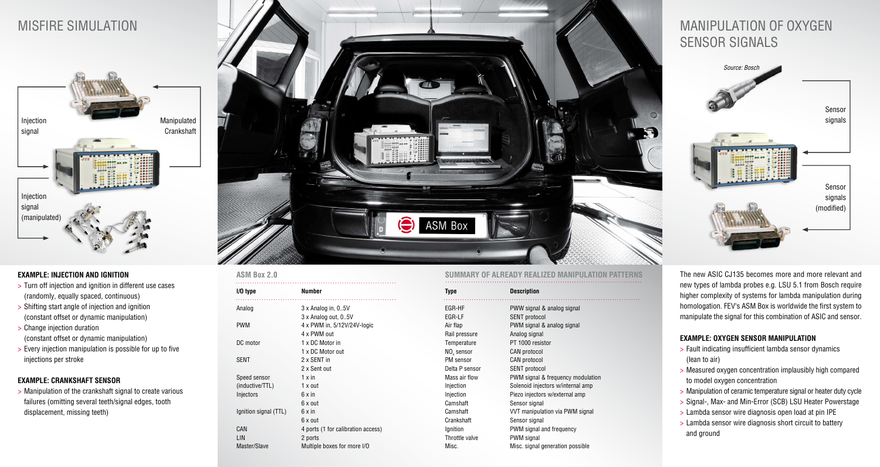# MISFIRE SIMULATION

Injection signal

Manipulated Crankshaft

Injection signal (manipulated)

### EXAMPLE: INJECTION AND IGNITION

- > Turn off injection and ignition in different use cases (randomly, equally spaced, continuous)
- > Shifting start angle of injection and ignition (constant offset or dynamic manipulation)
- > Change injection duration (constant offset or dynamic manipulation)
- > Every injection manipulation is possible for up to five injections per stroke

### EXAMPLE: CRANKSHAFT SENSOR

- > Manipulation of the crankshaft signal to create various failures (omitting several teeth/signal edges, tooth displacement, missing teeth)

ASM Box

### ASM Box 2.0

| I/O type | Number |
|---|---|
| Analog | 3 x Analog in, 0..5V |
| | 3 x Analog out, 0..5V |
| PWM | 4 x PWM in, 5/12V/24V-logic |
| | 4 x PWM out |
| DC motor | 1 x DC Motor in |
| | 1 x DC Motor out |
| SENT | 2 x SENT in |
| | 2 x Sent out |
| Speed sensor | 1 x in |
| (inductive/TTL) | 1 x out |
| Injectors | 6 x in |
| | 6 x out |
| Ignition signal (TTL) | 6 x in |
| | 6 x out |
| CAN | 4 ports (1 for calibration access) |
| LIN | 2 ports |
| Master/Slave | Multiple boxes for more I/O |

### SUMMARY OF ALREADY REALIZED MANIPULATION PATTERNS

| Type | Description |
|---|---|
| EGR-HF | PWW signal & analog signal |
| EGR-LF | SENT protocol |
| Air flap | PWM signal & analog signal |
| Rail pressure | Analog signal |
| Temperature | PT 1000 resistor |
| $NO_x$ sensor | CAN protocol |
| PM sensor | CAN protocol |
| Delta P sensor | SENT protocol |
| Mass air flow | PWM signal & frequency modulation |
| Injection | Solenoid injectors w/internal amp |
| Injection | Piezo injectors w/external amp |
| Camshaft | Sensor signal |
| Camshaft | VVT manipulation via PWM signal |
| Crankshaft | Sensor signal |
| Ignition | PWM signal and frequency |
| Throttle valve | PWM signal |
| Misc. | Misc. signal generation possible |

# MANIPULATION OF OXYGEN SENSOR SIGNALS

*Source: Bosch*

Sensor signals

Sensor signals (modified)

The new ASIC CJ135 becomes more and more relevant and new types of lambda probes e.g. LSU 5.1 from Bosch require higher complexity of systems for lambda manipulation during homologation. FEV's ASM Box is worldwide the first system to manipulate the signal for this combination of ASIC and sensor.

### EXAMPLE: OXYGEN SENSOR MANIPULATION

- > Fault indicating insufficient lambda sensor dynamics (lean to air)
- > Measured oxygen concentration implausibly high compared to model oxygen concentration
- > Manipulation of ceramic temperature signal or heater duty cycle
- > Signal-, Max- and Min-Error (SCB) LSU Heater Powerstage
- > Lambda sensor wire diagnosis open load at pin IPE
- > Lambda sensor wire diagnosis short circuit to battery and ground